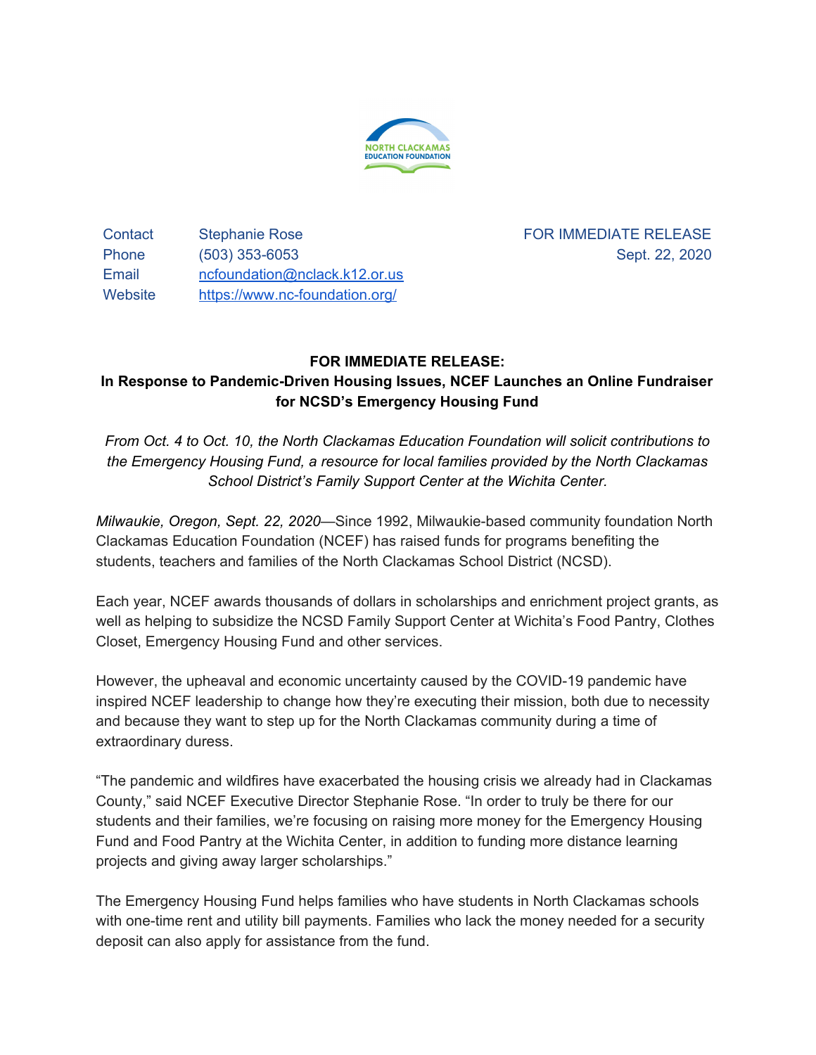NORTH CLACKAMAS EDUCATION FOUNDATION

| | |
|---|---|
| Contact | Stephanie Rose |
| Phone | (503) 353-6053 |
| Email | ncfoundation@nclack.k12.or.us |
| Website | https://www.nc-foundation.org/ |

FOR IMMEDIATE RELEASE
Sept. 22, 2020

**FOR IMMEDIATE RELEASE:**

**In Response to Pandemic-Driven Housing Issues, NCEF Launches an Online Fundraiser for NCSD's Emergency Housing Fund**

*From Oct. 4 to Oct. 10, the North Clackamas Education Foundation will solicit contributions to the Emergency Housing Fund, a resource for local families provided by the North Clackamas School District's Family Support Center at the Wichita Center.*

*Milwaukie, Oregon, Sept. 22, 2020*—Since 1992, Milwaukie-based community foundation North Clackamas Education Foundation (NCEF) has raised funds for programs benefiting the students, teachers and families of the North Clackamas School District (NCSD).

Each year, NCEF awards thousands of dollars in scholarships and enrichment project grants, as well as helping to subsidize the NCSD Family Support Center at Wichita's Food Pantry, Clothes Closet, Emergency Housing Fund and other services.

However, the upheaval and economic uncertainty caused by the COVID-19 pandemic have inspired NCEF leadership to change how they're executing their mission, both due to necessity and because they want to step up for the North Clackamas community during a time of extraordinary duress.

"The pandemic and wildfires have exacerbated the housing crisis we already had in Clackamas County," said NCEF Executive Director Stephanie Rose. "In order to truly be there for our students and their families, we're focusing on raising more money for the Emergency Housing Fund and Food Pantry at the Wichita Center, in addition to funding more distance learning projects and giving away larger scholarships."

The Emergency Housing Fund helps families who have students in North Clackamas schools with one-time rent and utility bill payments. Families who lack the money needed for a security deposit can also apply for assistance from the fund.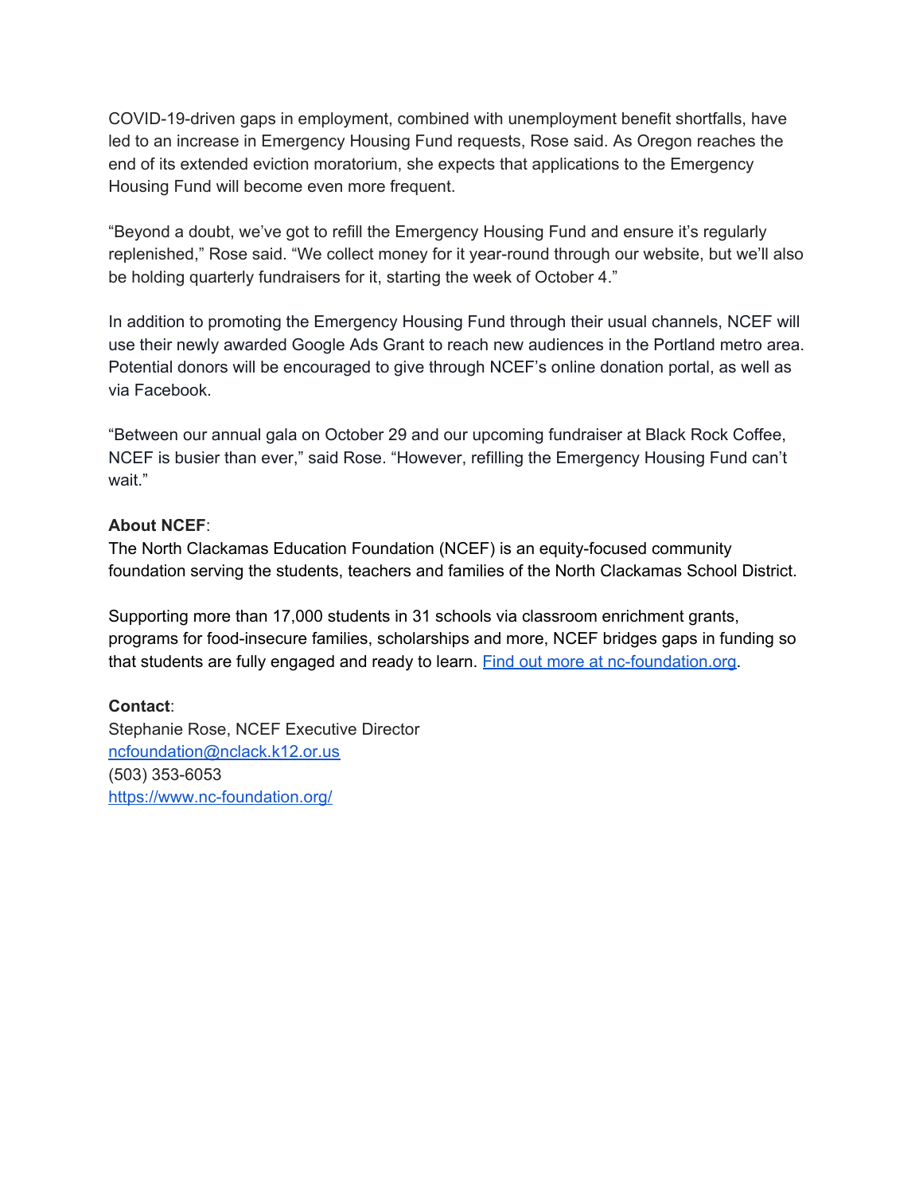COVID-19-driven gaps in employment, combined with unemployment benefit shortfalls, have led to an increase in Emergency Housing Fund requests, Rose said. As Oregon reaches the end of its extended eviction moratorium, she expects that applications to the Emergency Housing Fund will become even more frequent.

“Beyond a doubt, we’ve got to refill the Emergency Housing Fund and ensure it’s regularly replenished,” Rose said. “We collect money for it year-round through our website, but we’ll also be holding quarterly fundraisers for it, starting the week of October 4.”

In addition to promoting the Emergency Housing Fund through their usual channels, NCEF will use their newly awarded Google Ads Grant to reach new audiences in the Portland metro area. Potential donors will be encouraged to give through NCEF’s online donation portal, as well as via Facebook.

“Between our annual gala on October 29 and our upcoming fundraiser at Black Rock Coffee, NCEF is busier than ever,” said Rose. “However, refilling the Emergency Housing Fund can’t wait.”

**About NCEF**:
The North Clackamas Education Foundation (NCEF) is an equity-focused community foundation serving the students, teachers and families of the North Clackamas School District.

Supporting more than 17,000 students in 31 schools via classroom enrichment grants, programs for food-insecure families, scholarships and more, NCEF bridges gaps in funding so that students are fully engaged and ready to learn. [Find out more at nc-foundation.org](https://www.nc-foundation.org/).

**Contact**:
Stephanie Rose, NCEF Executive Director
ncfoundation@nclack.k12.or.us
(503) 353-6053
https://www.nc-foundation.org/